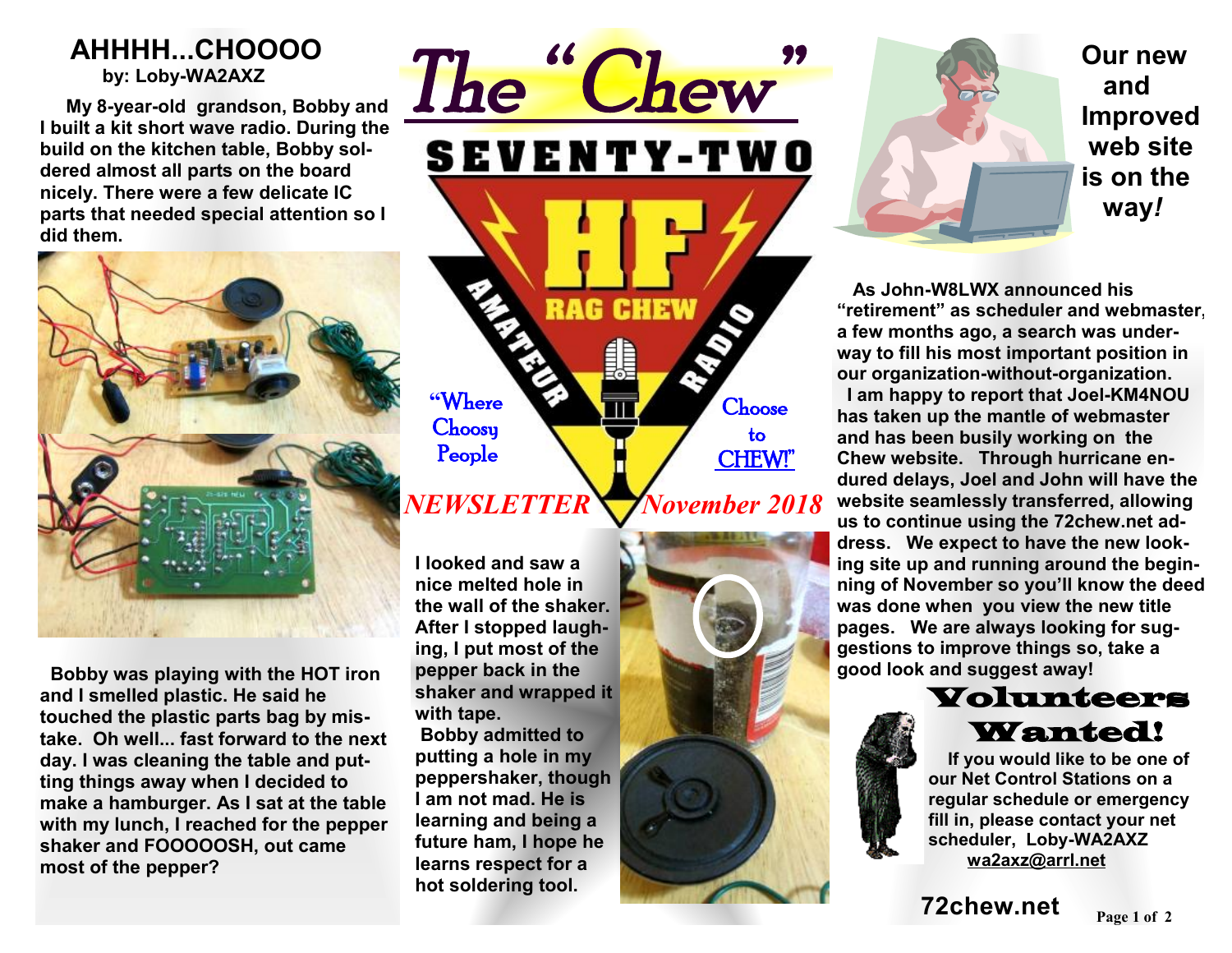# The "Chew"

SEVENTY-TWO

HF RAG CHEW AMATEUR RADIO

"Where Choosy People Choose to CHEW!"

*NEWSLETTER* *November 2018*

## AHHHH...CHOOOO

**by: Loby-WA2AXZ**

**My 8-year-old grandson, Bobby and I built a kit short wave radio. During the build on the kitchen table, Bobby soldered almost all parts on the board nicely. There were a few delicate IC parts that needed special attention so I did them.**

**Bobby was playing with the HOT iron and I smelled plastic. He said he touched the plastic parts bag by mistake. Oh well... fast forward to the next day. I was cleaning the table and putting things away when I decided to make a hamburger. As I sat at the table with my lunch, I reached for the pepper shaker and FOOOOOSH, out came most of the pepper?**

**I looked and saw a nice melted hole in the wall of the shaker. After I stopped laughing, I put most of the pepper back in the shaker and wrapped it with tape.**

**Bobby admitted to putting a hole in my peppershaker, though I am not mad. He is learning and being a future ham, I hope he learns respect for a hot soldering tool.**

## Our new and Improved web site is on the way!

**As John-W8LWX announced his "retirement" as scheduler and webmaster, a few months ago, a search was underway to fill his most important position in our organization-without-organization.**

**I am happy to report that Joel-KM4NOU has taken up the mantle of webmaster and has been busily working on the Chew website. Through hurricane endured delays, Joel and John will have the website seamlessly transferred, allowing us to continue using the 72chew.net address. We expect to have the new looking site up and running around the beginning of November so you'll know the deed was done when you view the new title pages. We are always looking for suggestions to improve things so, take a good look and suggest away!**

## Volunteers Wanted!

**If you would like to be one of our Net Control Stations on a regular schedule or emergency fill in, please contact your net scheduler, Loby-WA2AXZ**
**wa2axz@arrl.net**

**72chew.net**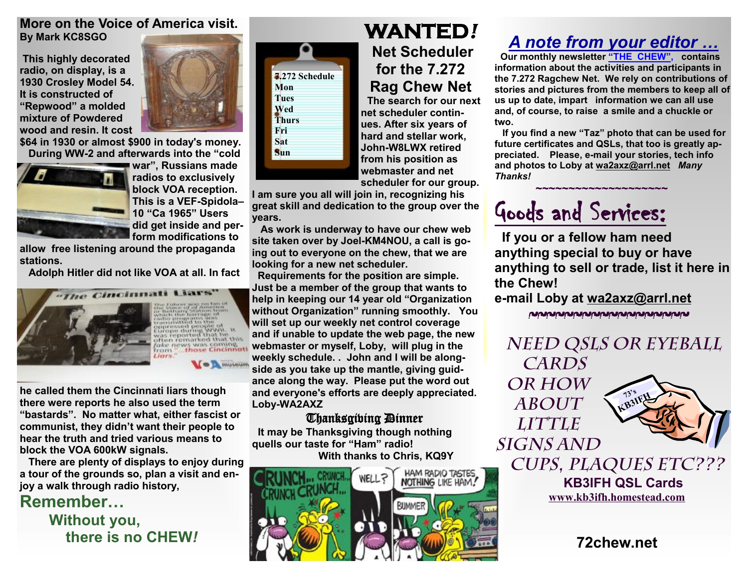## More on the Voice of America visit.

**By Mark KC8SGO**

This highly decorated radio, on display, is a 1930 Crosley Model 54. It is constructed of "Repwood" a molded mixture of Powdered wood and resin. It cost $64 in 1930 or almost $900 in today's money.

During WW-2 and afterwards into the "cold war", Russians made radios to exclusively block VOA reception. This is a VEF-Spidola–10 "Ca 1965" Users did get inside and perform modifications to allow free listening around the propaganda stations.

Adolph Hitler did not like VOA at all. In fact he called them the Cincinnati liars though there were reports he also used the term "bastards". No matter what, either fascist or communist, they didn't want their people to hear the truth and tried various means to block the VOA 600kW signals.

There are plenty of displays to enjoy during a tour of the grounds so, plan a visit and enjoy a walk through radio history,

**Remember…**
**Without you,**
**there is no CHEW!**

# WANTED!

## Net Scheduler for the 7.272 Rag Chew Net

The search for our next net scheduler continues. After six years of hard and stellar work, John-W8LWX retired from his position as webmaster and net scheduler for our group. I am sure you all will join in, recognizing his great skill and dedication to the group over the years.

As work is underway to have our chew web site taken over by Joel-KM4NOU, a call is going out to everyone on the chew, that we are looking for a new net scheduler.

Requirements for the position are simple. Just be a member of the group that wants to help in keeping our 14 year old "Organization without Organization" running smoothly. You will set up our weekly net control coverage and if unable to update the web page, the new webmaster or myself, Loby, will plug in the weekly schedule. . John and I will be alongside as you take up the mantle, giving guidance along the way. Please put the word out and everyone's efforts are deeply appreciated. Loby-WA2AXZ

### Thanksgiving Dinner

It may be Thanksgiving though nothing quells our taste for "Ham" radio!

With thanks to Chris, KQ9Y

## *A note from your editor …*

Our monthly newsletter **"THE CHEW"**, contains information about the activities and participants in the 7.272 Ragchew Net. We rely on contributions of stories and pictures from the members to keep all of us up to date, impart information we can all use and, of course, to raise a smile and a chuckle or two.

If you find a new "Taz" photo that can be used for future certificates and QSLs, that too is greatly appreciated. Please, e-mail your stories, tech info and photos to Loby at wa2axz@arrl.net *Many Thanks!*

~~~~~~~~~~~~~~~~~~~~

## Goods and Services:

If you or a fellow ham need anything special to buy or have anything to sell or trade, list it here in the Chew!

e-mail Loby at wa2axz@arrl.net

NEED QSLS OR EYEBALL CARDS OR HOW ABOUT LITTLE SIGNS AND CUPS, PLAQUES ETC???

**KB3IFH QSL Cards**

www.kb3ifh.homestead.com

**72chew.net**